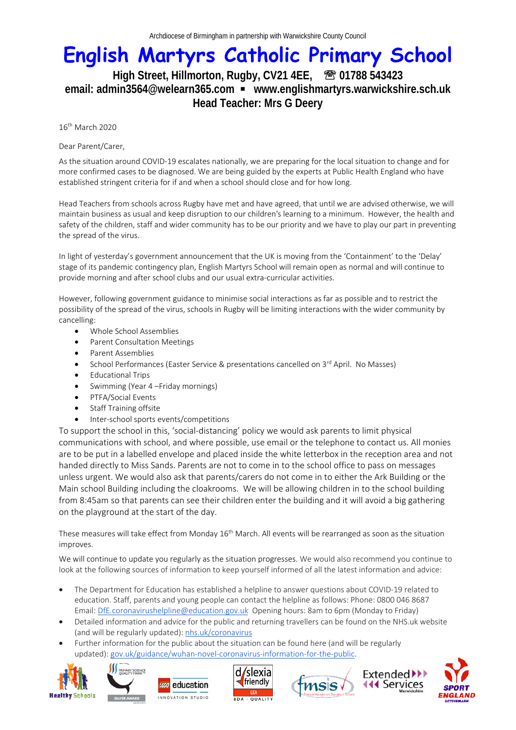Archdiocese of Birmingham in partnership with Warwickshire County Council

# English Martyrs Catholic Primary School

**High Street, Hillmorton, Rugby, CV21 4EE, ☎ 01788 543423**
**email: admin3564@welearn365.com ▪ www.englishmartyrs.warwickshire.sch.uk**
**Head Teacher: Mrs G Deery**

16th March 2020

Dear Parent/Carer,

As the situation around COVID-19 escalates nationally, we are preparing for the local situation to change and for more confirmed cases to be diagnosed. We are being guided by the experts at Public Health England who have established stringent criteria for if and when a school should close and for how long.

Head Teachers from schools across Rugby have met and have agreed, that until we are advised otherwise, we will maintain business as usual and keep disruption to our children's learning to a minimum. However, the health and safety of the children, staff and wider community has to be our priority and we have to play our part in preventing the spread of the virus.

In light of yesterday's government announcement that the UK is moving from the 'Containment' to the 'Delay' stage of its pandemic contingency plan, English Martyrs School will remain open as normal and will continue to provide morning and after school clubs and our usual extra-curricular activities.

However, following government guidance to minimise social interactions as far as possible and to restrict the possibility of the spread of the virus, schools in Rugby will be limiting interactions with the wider community by cancelling:

- Whole School Assemblies
- Parent Consultation Meetings
- Parent Assemblies
- School Performances (Easter Service & presentations cancelled on 3rd April. No Masses)
- Educational Trips
- Swimming (Year 4 –Friday mornings)
- PTFA/Social Events
- Staff Training offsite
- Inter-school sports events/competitions

To support the school in this, 'social-distancing' policy we would ask parents to limit physical communications with school, and where possible, use email or the telephone to contact us. All monies are to be put in a labelled envelope and placed inside the white letterbox in the reception area and not handed directly to Miss Sands. Parents are not to come in to the school office to pass on messages unless urgent. We would also ask that parents/carers do not come in to either the Ark Building or the Main school Building including the cloakrooms. We will be allowing children in to the school building from 8:45am so that parents can see their children enter the building and it will avoid a big gathering on the playground at the start of the day.

These measures will take effect from Monday 16th March. All events will be rearranged as soon as the situation improves.

We will continue to update you regularly as the situation progresses. We would also recommend you continue to look at the following sources of information to keep yourself informed of all the latest information and advice:

- The Department for Education has established a helpline to answer questions about COVID-19 related to education. Staff, parents and young people can contact the helpline as follows: Phone: 0800 046 8687 Email: DfE.coronavirushelpline@education.gov.uk Opening hours: 8am to 6pm (Monday to Friday)
- Detailed information and advice for the public and returning travellers can be found on the NHS.uk website (and will be regularly updated): nhs.uk/coronavirus
- Further information for the public about the situation can be found here (and will be regularly updated): gov.uk/guidance/wuhan-novel-coronavirus-information-for-the-public.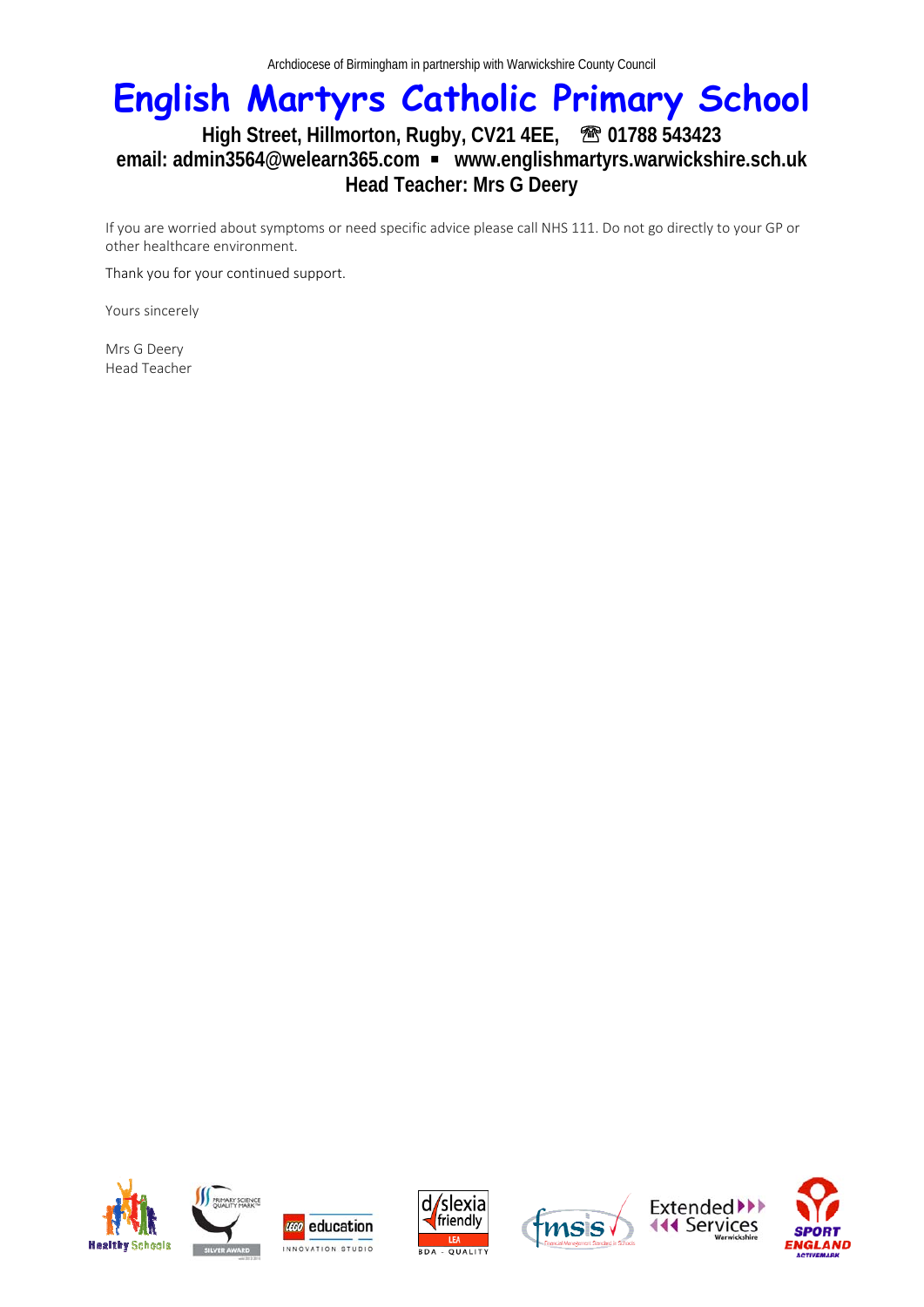Archdiocese of Birmingham in partnership with Warwickshire County Council

# English Martyrs Catholic Primary School

**High Street, Hillmorton, Rugby, CV21 4EE, ☎ 01788 543423**
**email: admin3564@welearn365.com ▪ www.englishmartyrs.warwickshire.sch.uk**
**Head Teacher: Mrs G Deery**

If you are worried about symptoms or need specific advice please call NHS 111. Do not go directly to your GP or other healthcare environment.

Thank you for your continued support.

Yours sincerely

Mrs G Deery
Head Teacher